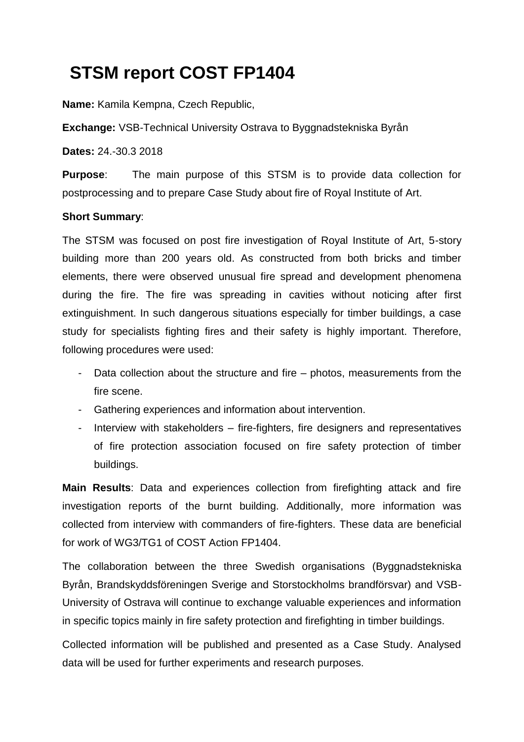# STSM report COST FP1404

**Name:** Kamila Kempna, Czech Republic,

**Exchange:** VSB-Technical University Ostrava to Byggnadstekniska Byrån

**Dates:** 24.-30.3 2018

**Purpose**: The main purpose of this STSM is to provide data collection for postprocessing and to prepare Case Study about fire of Royal Institute of Art.

**Short Summary**:

The STSM was focused on post fire investigation of Royal Institute of Art, 5-story building more than 200 years old. As constructed from both bricks and timber elements, there were observed unusual fire spread and development phenomena during the fire. The fire was spreading in cavities without noticing after first extinguishment. In such dangerous situations especially for timber buildings, a case study for specialists fighting fires and their safety is highly important. Therefore, following procedures were used:

- Data collection about the structure and fire – photos, measurements from the fire scene.
- Gathering experiences and information about intervention.
- Interview with stakeholders – fire-fighters, fire designers and representatives of fire protection association focused on fire safety protection of timber buildings.

**Main Results**: Data and experiences collection from firefighting attack and fire investigation reports of the burnt building. Additionally, more information was collected from interview with commanders of fire-fighters. These data are beneficial for work of WG3/TG1 of COST Action FP1404.

The collaboration between the three Swedish organisations (Byggnadstekniska Byrån, Brandskyddsföreningen Sverige and Storstockholms brandförsvar) and VSB-University of Ostrava will continue to exchange valuable experiences and information in specific topics mainly in fire safety protection and firefighting in timber buildings.

Collected information will be published and presented as a Case Study. Analysed data will be used for further experiments and research purposes.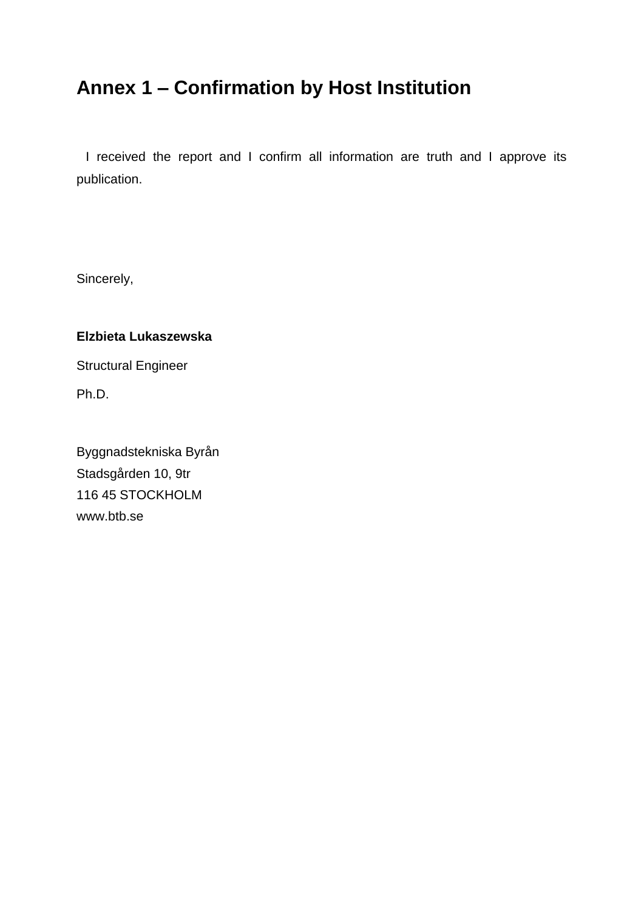# Annex 1 – Confirmation by Host Institution

I received the report and I confirm all information are truth and I approve its publication.

Sincerely,

**Elzbieta Lukaszewska**

Structural Engineer

Ph.D.

Byggnadstekniska Byrån  
Stadsgården 10, 9tr  
116 45 STOCKHOLM  
www.btb.se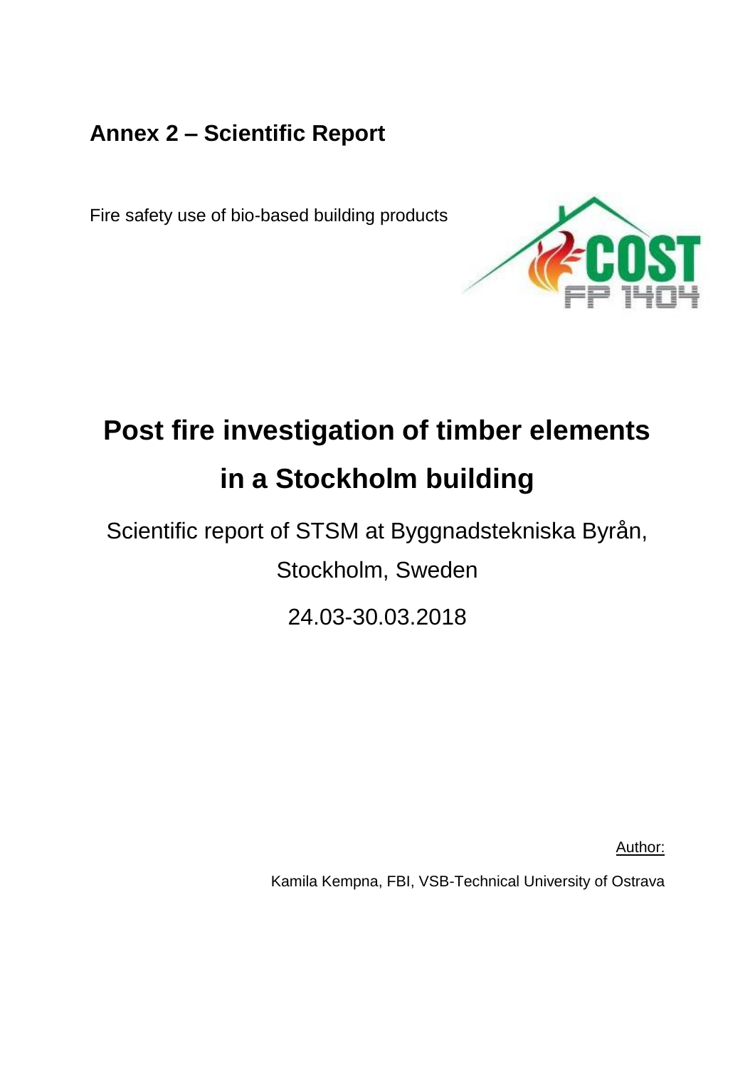## Annex 2 – Scientific Report

Fire safety use of bio-based building products

# Post fire investigation of timber elements in a Stockholm building

Scientific report of STSM at Byggnadstekniska Byrån, Stockholm, Sweden

24.03-30.03.2018

Author:

Kamila Kempna, FBI, VSB-Technical University of Ostrava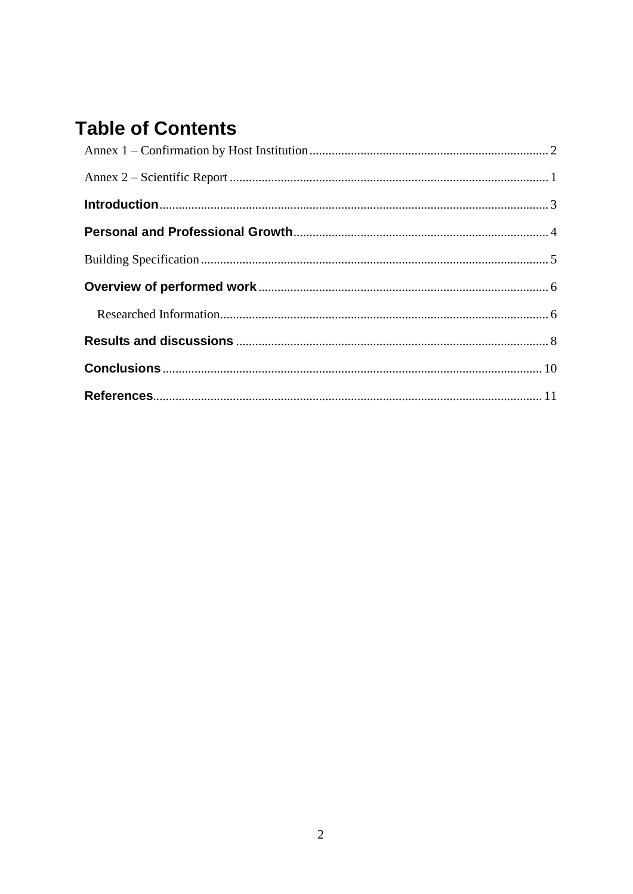# Table of Contents

Annex 1 – Confirmation by Host Institution .......... 2

Annex 2 – Scientific Report .......... 1

**Introduction** .......... 3

**Personal and Professional Growth** .......... 4

Building Specification .......... 5

**Overview of performed work** .......... 6

Researched Information .......... 6

**Results and discussions** .......... 8

**Conclusions** .......... 10

**References** .......... 11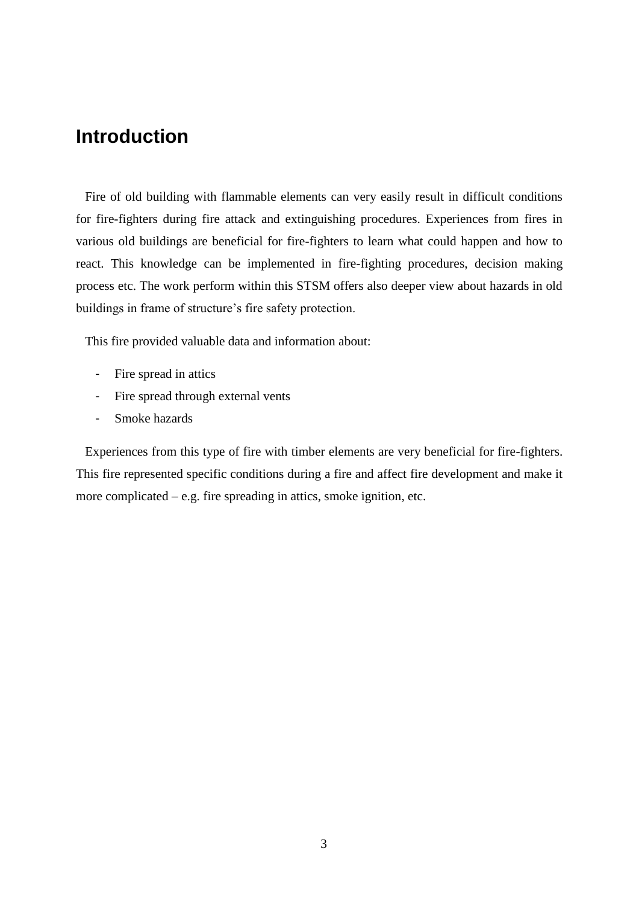# Introduction

Fire of old building with flammable elements can very easily result in difficult conditions for fire-fighters during fire attack and extinguishing procedures. Experiences from fires in various old buildings are beneficial for fire-fighters to learn what could happen and how to react. This knowledge can be implemented in fire-fighting procedures, decision making process etc. The work perform within this STSM offers also deeper view about hazards in old buildings in frame of structure's fire safety protection.

This fire provided valuable data and information about:

- Fire spread in attics
- Fire spread through external vents
- Smoke hazards

Experiences from this type of fire with timber elements are very beneficial for fire-fighters. This fire represented specific conditions during a fire and affect fire development and make it more complicated – e.g. fire spreading in attics, smoke ignition, etc.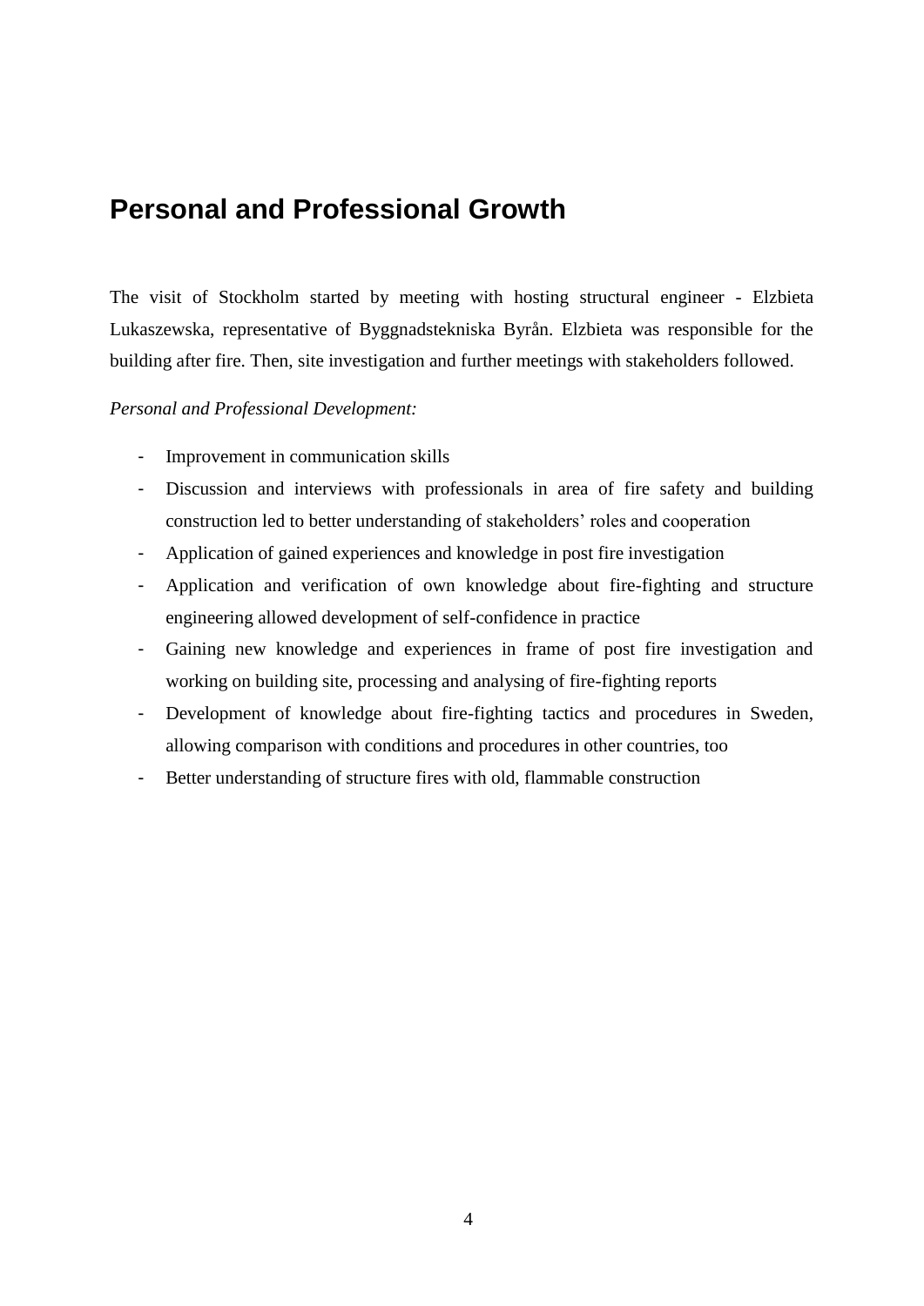## Personal and Professional Growth

The visit of Stockholm started by meeting with hosting structural engineer - Elzbieta Lukaszewska, representative of Byggnadstekniska Byrån. Elzbieta was responsible for the building after fire. Then, site investigation and further meetings with stakeholders followed.

*Personal and Professional Development:*

- Improvement in communication skills
- Discussion and interviews with professionals in area of fire safety and building construction led to better understanding of stakeholders' roles and cooperation
- Application of gained experiences and knowledge in post fire investigation
- Application and verification of own knowledge about fire-fighting and structure engineering allowed development of self-confidence in practice
- Gaining new knowledge and experiences in frame of post fire investigation and working on building site, processing and analysing of fire-fighting reports
- Development of knowledge about fire-fighting tactics and procedures in Sweden, allowing comparison with conditions and procedures in other countries, too
- Better understanding of structure fires with old, flammable construction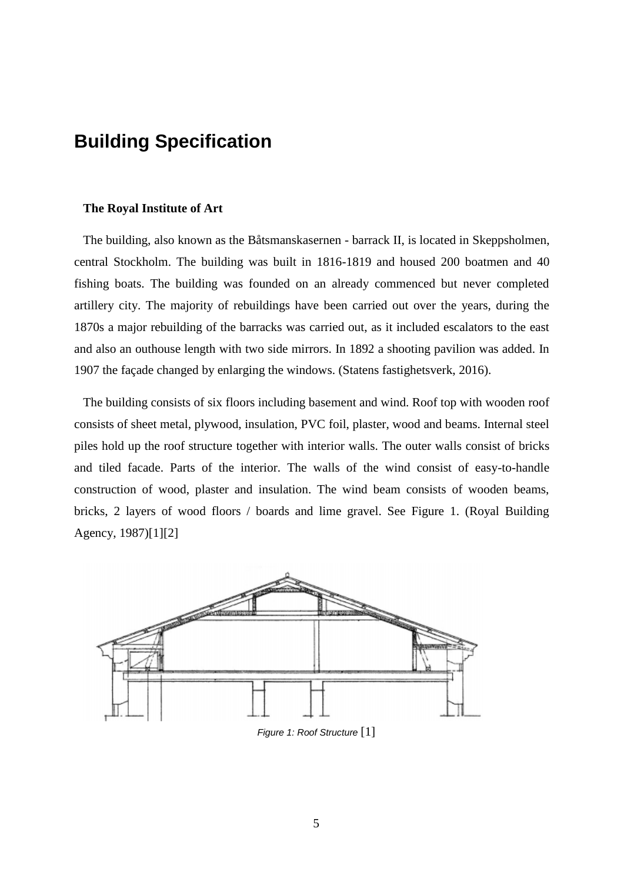# Building Specification

**The Royal Institute of Art**

The building, also known as the Båtsmanskasernen - barrack II, is located in Skeppsholmen, central Stockholm. The building was built in 1816-1819 and housed 200 boatmen and 40 fishing boats. The building was founded on an already commenced but never completed artillery city. The majority of rebuildings have been carried out over the years, during the 1870s a major rebuilding of the barracks was carried out, as it included escalators to the east and also an outhouse length with two side mirrors. In 1892 a shooting pavilion was added. In 1907 the façade changed by enlarging the windows. (Statens fastighetsverk, 2016).

The building consists of six floors including basement and wind. Roof top with wooden roof consists of sheet metal, plywood, insulation, PVC foil, plaster, wood and beams. Internal steel piles hold up the roof structure together with interior walls. The outer walls consist of bricks and tiled facade. Parts of the interior. The walls of the wind consist of easy-to-handle construction of wood, plaster and insulation. The wind beam consists of wooden beams, bricks, 2 layers of wood floors / boards and lime gravel. See Figure 1. (Royal Building Agency, 1987)[1][2]

*Figure 1: Roof Structure* [1]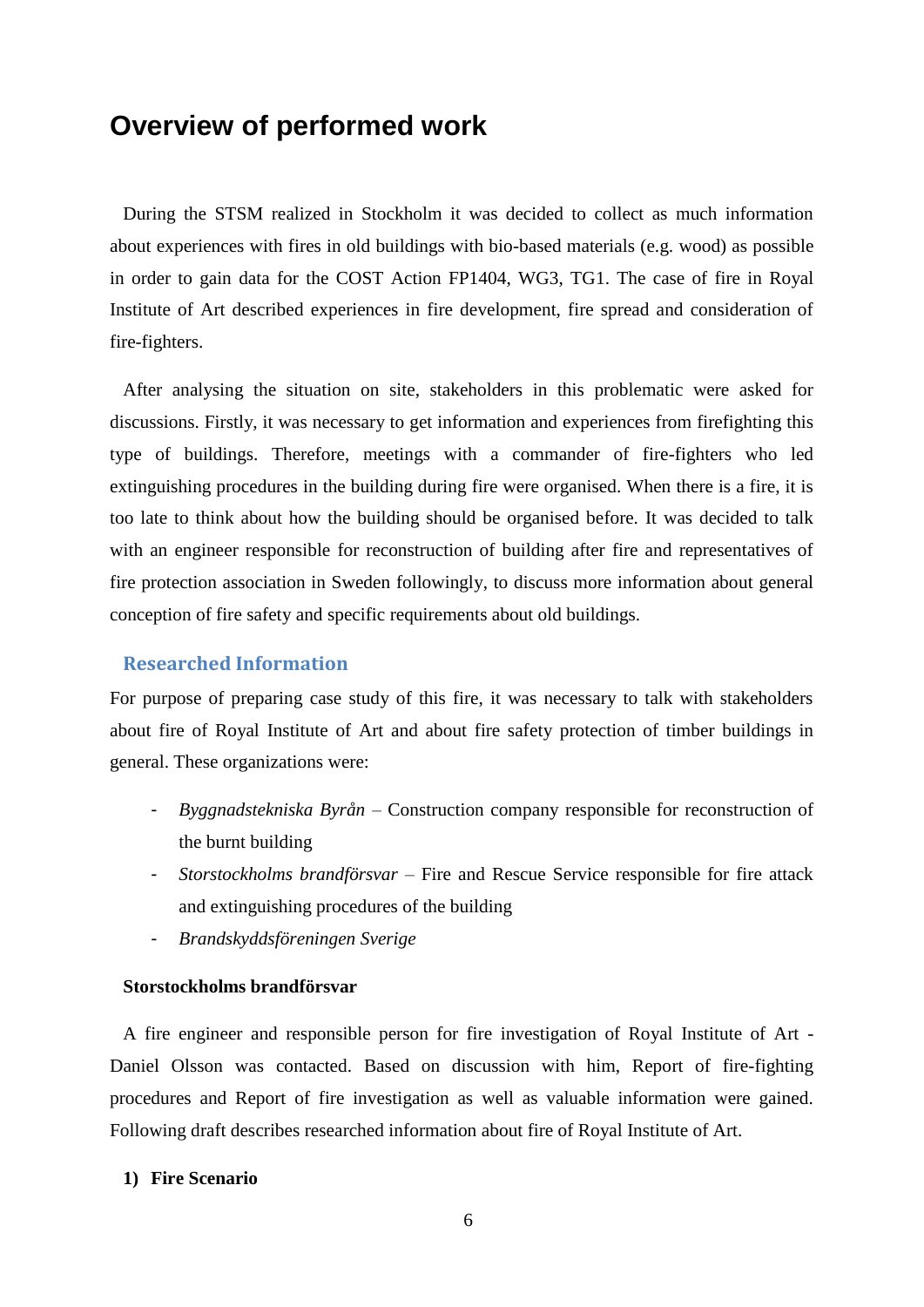# Overview of performed work

During the STSM realized in Stockholm it was decided to collect as much information about experiences with fires in old buildings with bio-based materials (e.g. wood) as possible in order to gain data for the COST Action FP1404, WG3, TG1. The case of fire in Royal Institute of Art described experiences in fire development, fire spread and consideration of fire-fighters.

After analysing the situation on site, stakeholders in this problematic were asked for discussions. Firstly, it was necessary to get information and experiences from firefighting this type of buildings. Therefore, meetings with a commander of fire-fighters who led extinguishing procedures in the building during fire were organised. When there is a fire, it is too late to think about how the building should be organised before. It was decided to talk with an engineer responsible for reconstruction of building after fire and representatives of fire protection association in Sweden followingly, to discuss more information about general conception of fire safety and specific requirements about old buildings.

## Researched Information

For purpose of preparing case study of this fire, it was necessary to talk with stakeholders about fire of Royal Institute of Art and about fire safety protection of timber buildings in general. These organizations were:

- *Byggnadstekniska Byrån* – Construction company responsible for reconstruction of the burnt building
- *Storstockholms brandförsvar* – Fire and Rescue Service responsible for fire attack and extinguishing procedures of the building
- *Brandskyddsföreningen Sverige*

### Storstockholms brandförsvar

A fire engineer and responsible person for fire investigation of Royal Institute of Art - Daniel Olsson was contacted. Based on discussion with him, Report of fire-fighting procedures and Report of fire investigation as well as valuable information were gained. Following draft describes researched information about fire of Royal Institute of Art.

**1) Fire Scenario**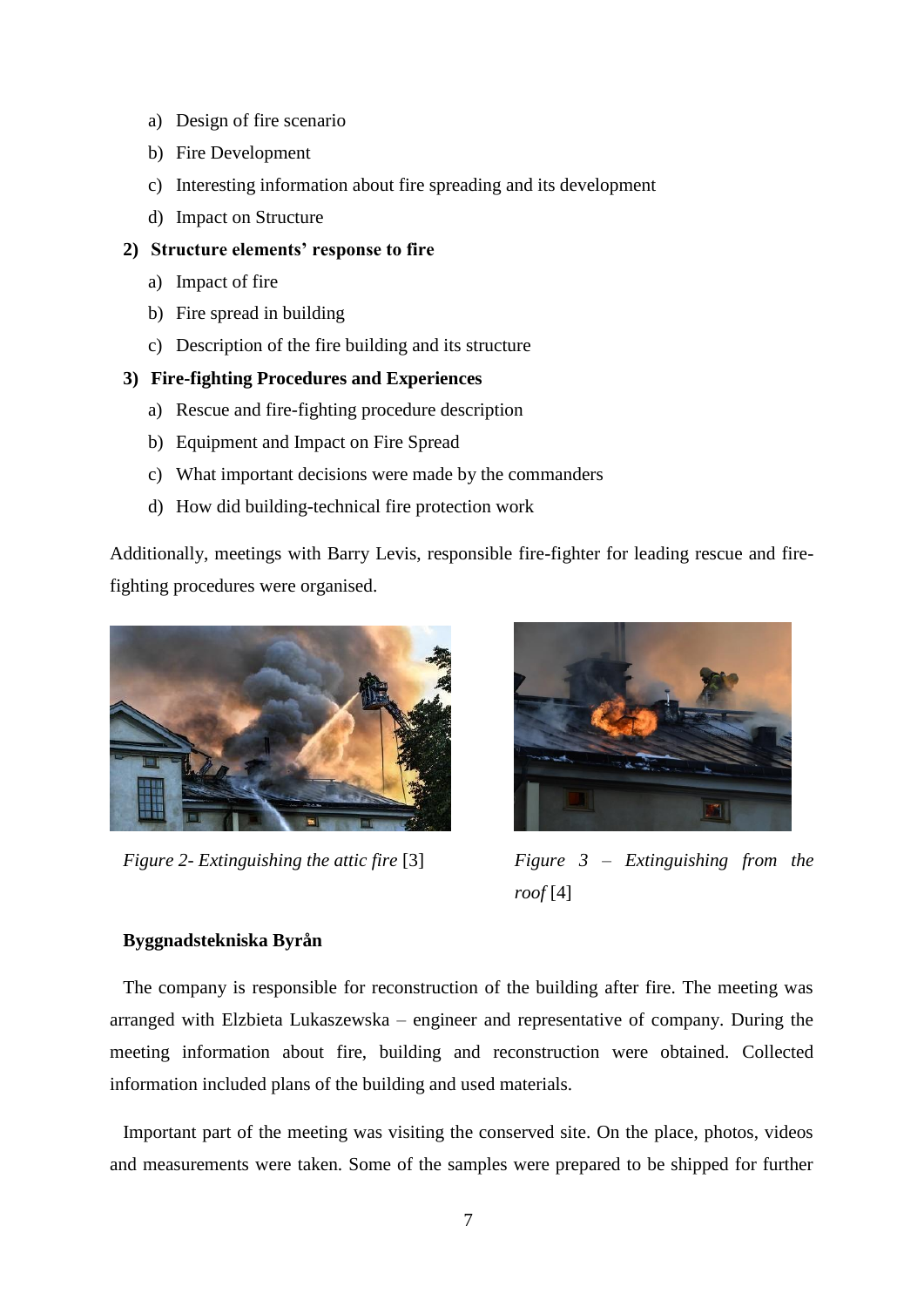a) Design of fire scenario
b) Fire Development
c) Interesting information about fire spreading and its development
d) Impact on Structure

**2) Structure elements' response to fire**

a) Impact of fire
b) Fire spread in building
c) Description of the fire building and its structure

**3) Fire-fighting Procedures and Experiences**

a) Rescue and fire-fighting procedure description
b) Equipment and Impact on Fire Spread
c) What important decisions were made by the commanders
d) How did building-technical fire protection work

Additionally, meetings with Barry Levis, responsible fire-fighter for leading rescue and fire-fighting procedures were organised.

*Figure 2- Extinguishing the attic fire* [3]

*Figure 3 – Extinguishing from the roof* [4]

**Byggnadstekniska Byrån**

The company is responsible for reconstruction of the building after fire. The meeting was arranged with Elzbieta Lukaszewska – engineer and representative of company. During the meeting information about fire, building and reconstruction were obtained. Collected information included plans of the building and used materials.

Important part of the meeting was visiting the conserved site. On the place, photos, videos and measurements were taken. Some of the samples were prepared to be shipped for further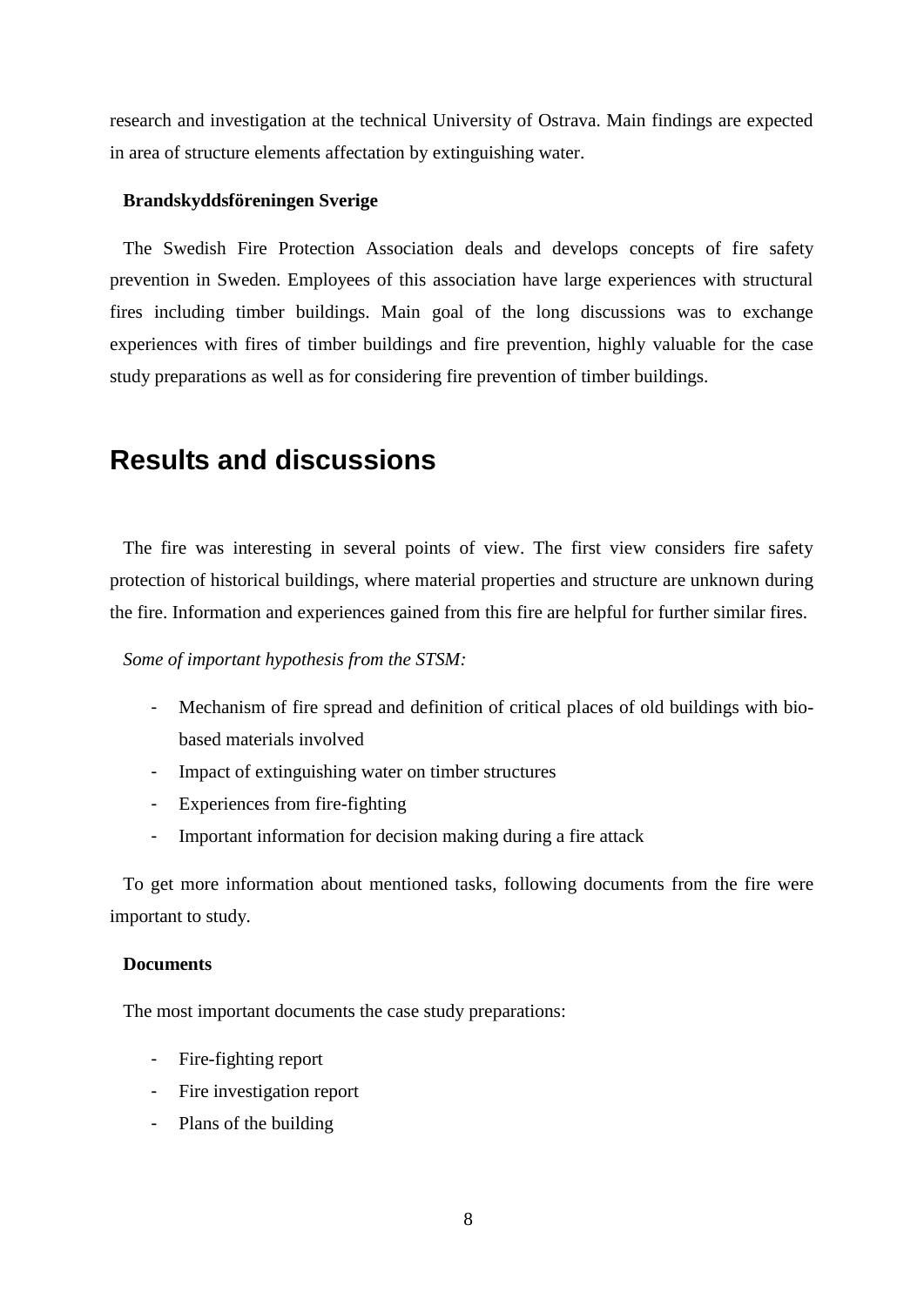research and investigation at the technical University of Ostrava. Main findings are expected in area of structure elements affectation by extinguishing water.

**Brandskyddsföreningen Sverige**

The Swedish Fire Protection Association deals and develops concepts of fire safety prevention in Sweden. Employees of this association have large experiences with structural fires including timber buildings. Main goal of the long discussions was to exchange experiences with fires of timber buildings and fire prevention, highly valuable for the case study preparations as well as for considering fire prevention of timber buildings.

# Results and discussions

The fire was interesting in several points of view. The first view considers fire safety protection of historical buildings, where material properties and structure are unknown during the fire. Information and experiences gained from this fire are helpful for further similar fires.

*Some of important hypothesis from the STSM:*

- Mechanism of fire spread and definition of critical places of old buildings with bio-based materials involved
- Impact of extinguishing water on timber structures
- Experiences from fire-fighting
- Important information for decision making during a fire attack

To get more information about mentioned tasks, following documents from the fire were important to study.

**Documents**

The most important documents the case study preparations:

- Fire-fighting report
- Fire investigation report
- Plans of the building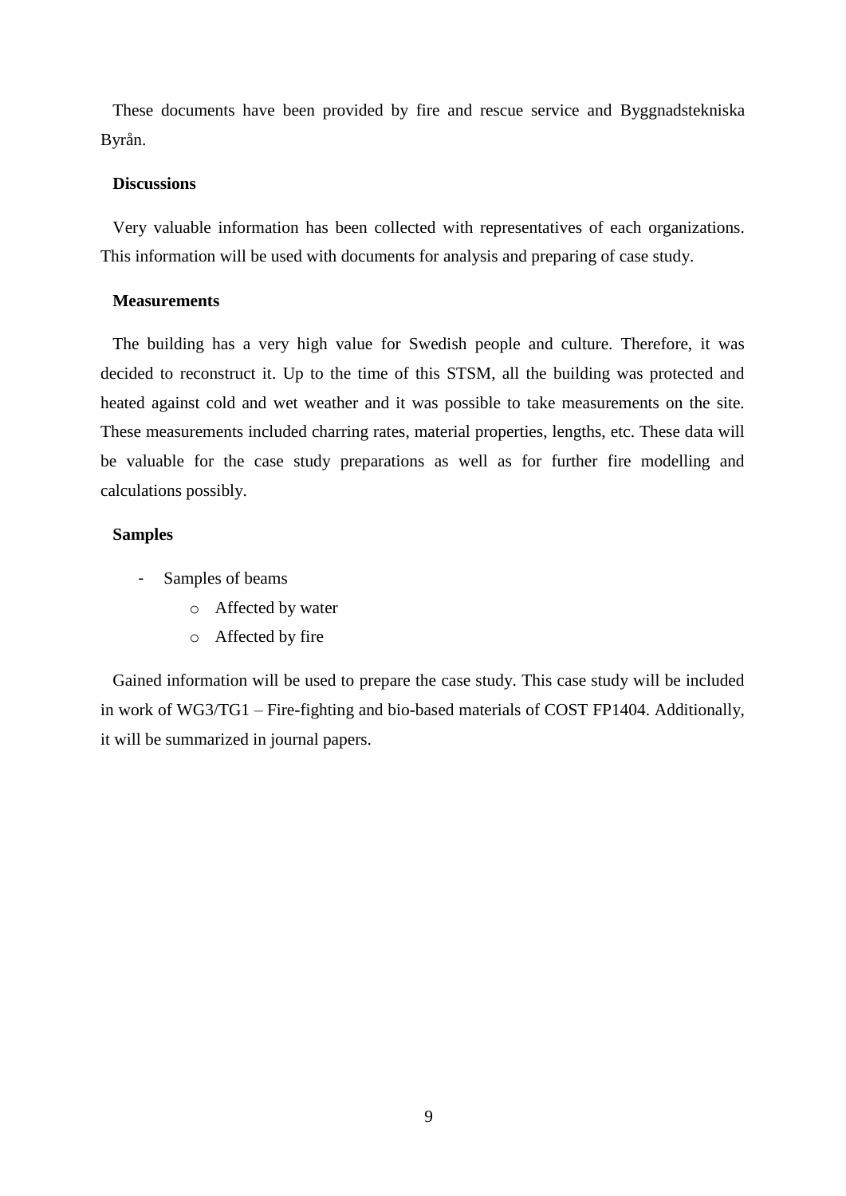These documents have been provided by fire and rescue service and Byggnadstekniska Byrån.

**Discussions**

Very valuable information has been collected with representatives of each organizations. This information will be used with documents for analysis and preparing of case study.

**Measurements**

The building has a very high value for Swedish people and culture. Therefore, it was decided to reconstruct it. Up to the time of this STSM, all the building was protected and heated against cold and wet weather and it was possible to take measurements on the site. These measurements included charring rates, material properties, lengths, etc. These data will be valuable for the case study preparations as well as for further fire modelling and calculations possibly.

**Samples**

- Samples of beams
  - Affected by water
  - Affected by fire

Gained information will be used to prepare the case study. This case study will be included in work of WG3/TG1 – Fire-fighting and bio-based materials of COST FP1404. Additionally, it will be summarized in journal papers.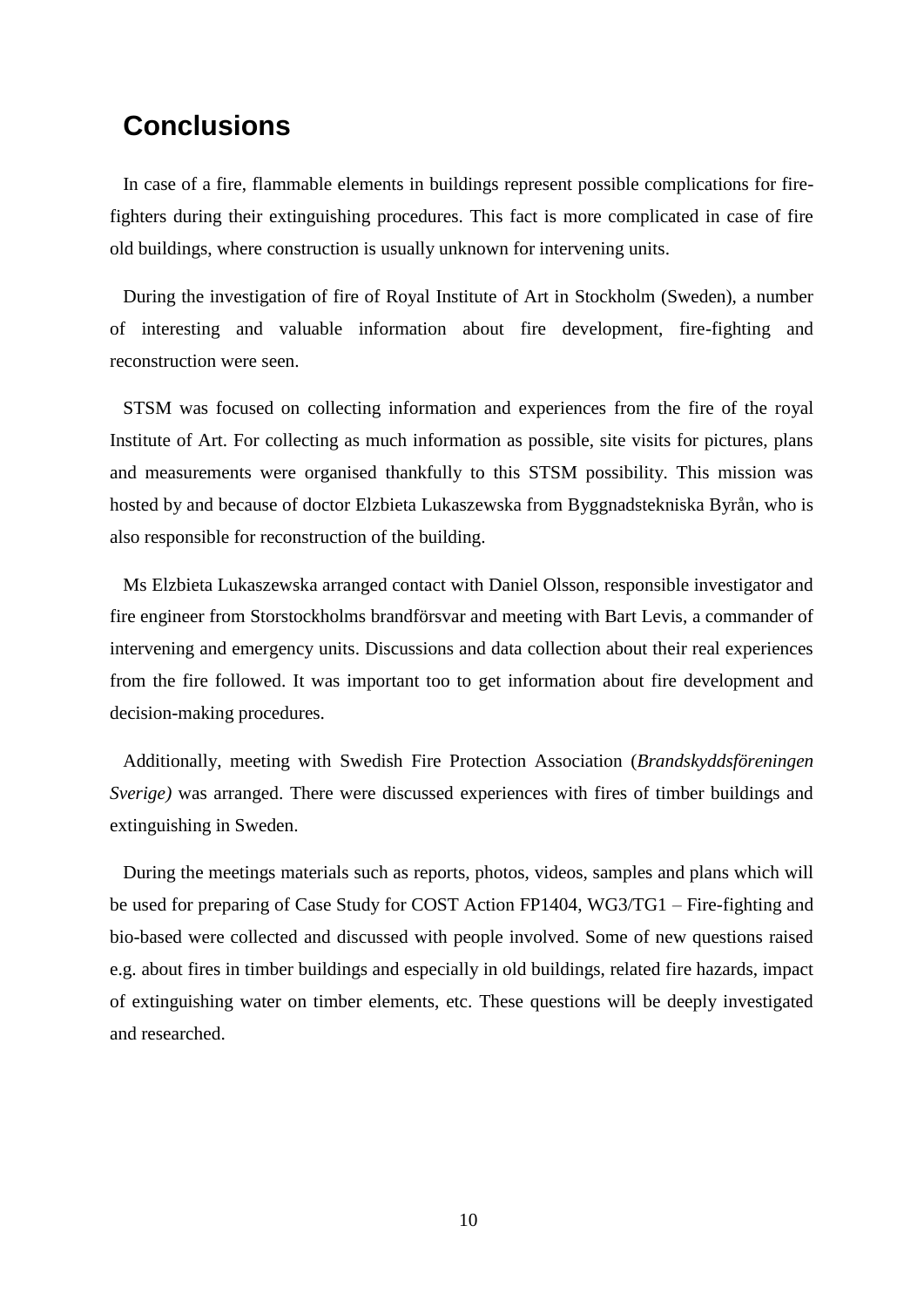## Conclusions

In case of a fire, flammable elements in buildings represent possible complications for fire-fighters during their extinguishing procedures. This fact is more complicated in case of fire old buildings, where construction is usually unknown for intervening units.

During the investigation of fire of Royal Institute of Art in Stockholm (Sweden), a number of interesting and valuable information about fire development, fire-fighting and reconstruction were seen.

STSM was focused on collecting information and experiences from the fire of the royal Institute of Art. For collecting as much information as possible, site visits for pictures, plans and measurements were organised thankfully to this STSM possibility. This mission was hosted by and because of doctor Elzbieta Lukaszewska from Byggnadstekniska Byrån, who is also responsible for reconstruction of the building.

Ms Elzbieta Lukaszewska arranged contact with Daniel Olsson, responsible investigator and fire engineer from Storstockholms brandförsvar and meeting with Bart Levis, a commander of intervening and emergency units. Discussions and data collection about their real experiences from the fire followed. It was important too to get information about fire development and decision-making procedures.

Additionally, meeting with Swedish Fire Protection Association (*Brandskyddsföreningen Sverige)* was arranged. There were discussed experiences with fires of timber buildings and extinguishing in Sweden.

During the meetings materials such as reports, photos, videos, samples and plans which will be used for preparing of Case Study for COST Action FP1404, WG3/TG1 – Fire-fighting and bio-based were collected and discussed with people involved. Some of new questions raised e.g. about fires in timber buildings and especially in old buildings, related fire hazards, impact of extinguishing water on timber elements, etc. These questions will be deeply investigated and researched.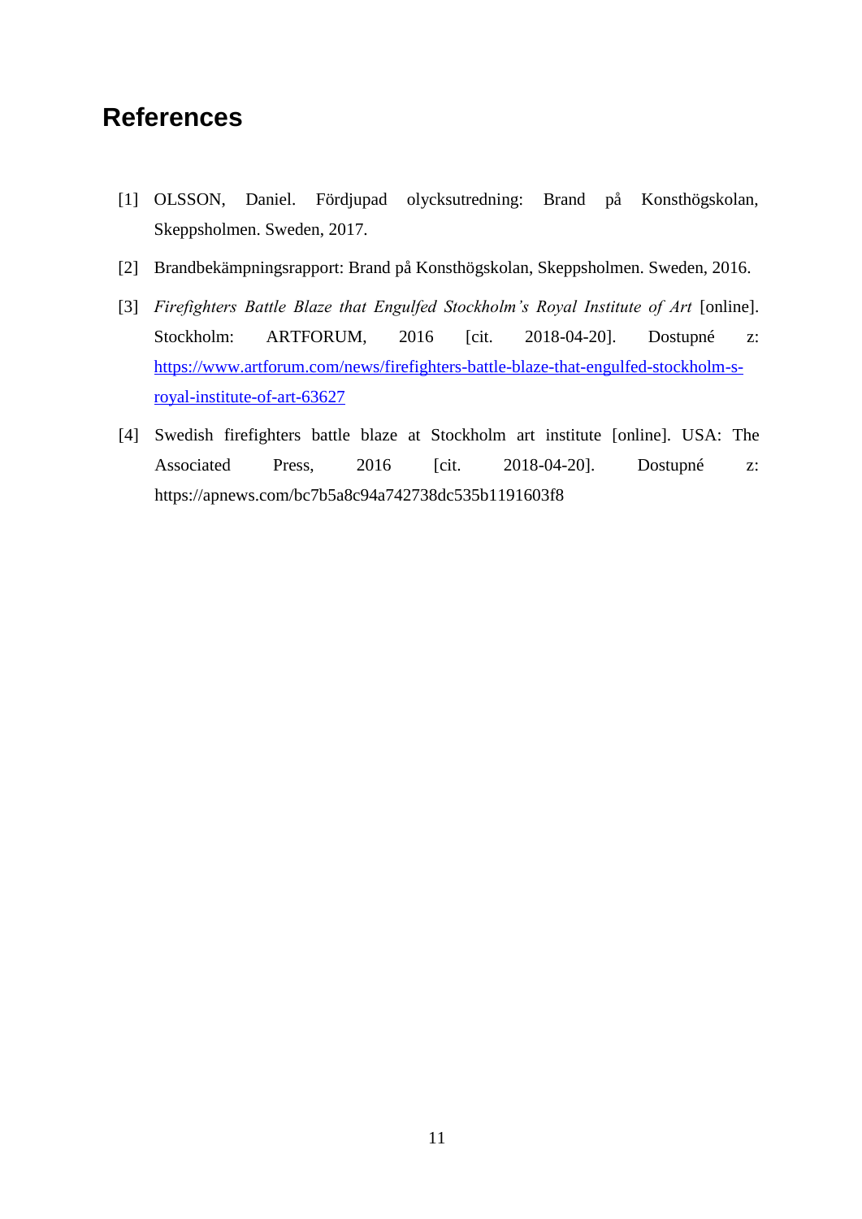# References

[1] OLSSON, Daniel. Fördjupad olycksutredning: Brand på Konsthögskolan, Skeppsholmen. Sweden, 2017.

[2] Brandbekämpningsrapport: Brand på Konsthögskolan, Skeppsholmen. Sweden, 2016.

[3] *Firefighters Battle Blaze that Engulfed Stockholm's Royal Institute of Art* [online]. Stockholm: ARTFORUM, 2016 [cit. 2018-04-20]. Dostupné z: https://www.artforum.com/news/firefighters-battle-blaze-that-engulfed-stockholm-s-royal-institute-of-art-63627

[4] Swedish firefighters battle blaze at Stockholm art institute [online]. USA: The Associated Press, 2016 [cit. 2018-04-20]. Dostupné z: https://apnews.com/bc7b5a8c94a742738dc535b1191603f8